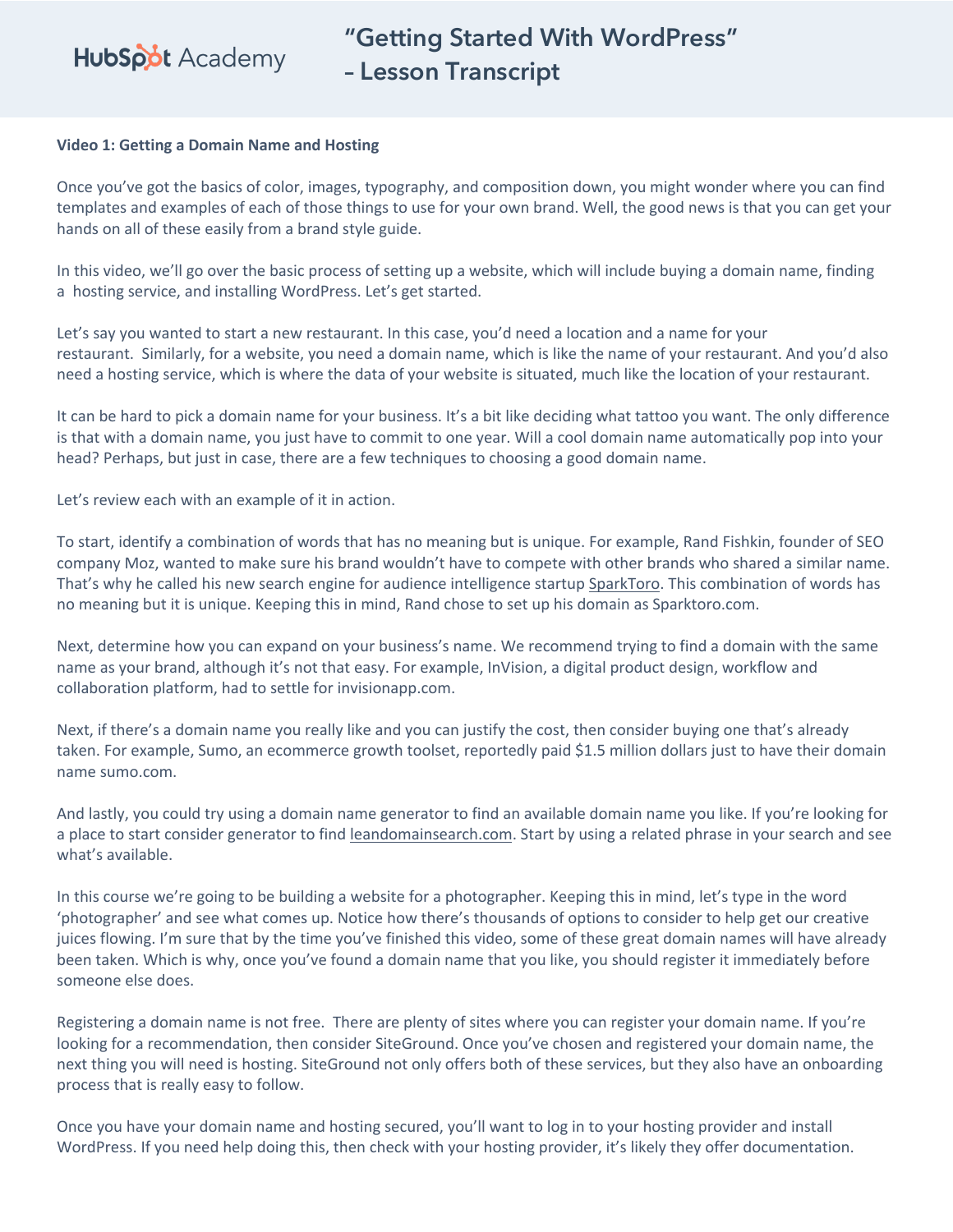# "Getting Started With WordPress" – Lesson Transcript

HubSpot Academy

**Video 1: Getting a Domain Name and Hosting**

Once you've got the basics of color, images, typography, and composition down, you might wonder where you can find templates and examples of each of those things to use for your own brand. Well, the good news is that you can get your hands on all of these easily from a brand style guide.

In this video, we'll go over the basic process of setting up a website, which will include buying a domain name, finding a hosting service, and installing WordPress. Let's get started.

Let's say you wanted to start a new restaurant. In this case, you'd need a location and a name for your restaurant. Similarly, for a website, you need a domain name, which is like the name of your restaurant. And you'd also need a hosting service, which is where the data of your website is situated, much like the location of your restaurant.

It can be hard to pick a domain name for your business. It's a bit like deciding what tattoo you want. The only difference is that with a domain name, you just have to commit to one year. Will a cool domain name automatically pop into your head? Perhaps, but just in case, there are a few techniques to choosing a good domain name.

Let's review each with an example of it in action.

To start, identify a combination of words that has no meaning but is unique. For example, Rand Fishkin, founder of SEO company Moz, wanted to make sure his brand wouldn't have to compete with other brands who shared a similar name. That's why he called his new search engine for audience intelligence startup SparkToro. This combination of words has no meaning but it is unique. Keeping this in mind, Rand chose to set up his domain as Sparktoro.com.

Next, determine how you can expand on your business's name. We recommend trying to find a domain with the same name as your brand, although it's not that easy. For example, InVision, a digital product design, workflow and collaboration platform, had to settle for invisionapp.com.

Next, if there's a domain name you really like and you can justify the cost, then consider buying one that's already taken. For example, Sumo, an ecommerce growth toolset, reportedly paid $1.5 million dollars just to have their domain name sumo.com.

And lastly, you could try using a domain name generator to find an available domain name you like. If you're looking for a place to start consider generator to find leandomainsearch.com. Start by using a related phrase in your search and see what's available.

In this course we're going to be building a website for a photographer. Keeping this in mind, let's type in the word 'photographer' and see what comes up. Notice how there's thousands of options to consider to help get our creative juices flowing. I'm sure that by the time you've finished this video, some of these great domain names will have already been taken. Which is why, once you've found a domain name that you like, you should register it immediately before someone else does.

Registering a domain name is not free. There are plenty of sites where you can register your domain name. If you're looking for a recommendation, then consider SiteGround. Once you've chosen and registered your domain name, the next thing you will need is hosting. SiteGround not only offers both of these services, but they also have an onboarding process that is really easy to follow.

Once you have your domain name and hosting secured, you'll want to log in to your hosting provider and install WordPress. If you need help doing this, then check with your hosting provider, it's likely they offer documentation.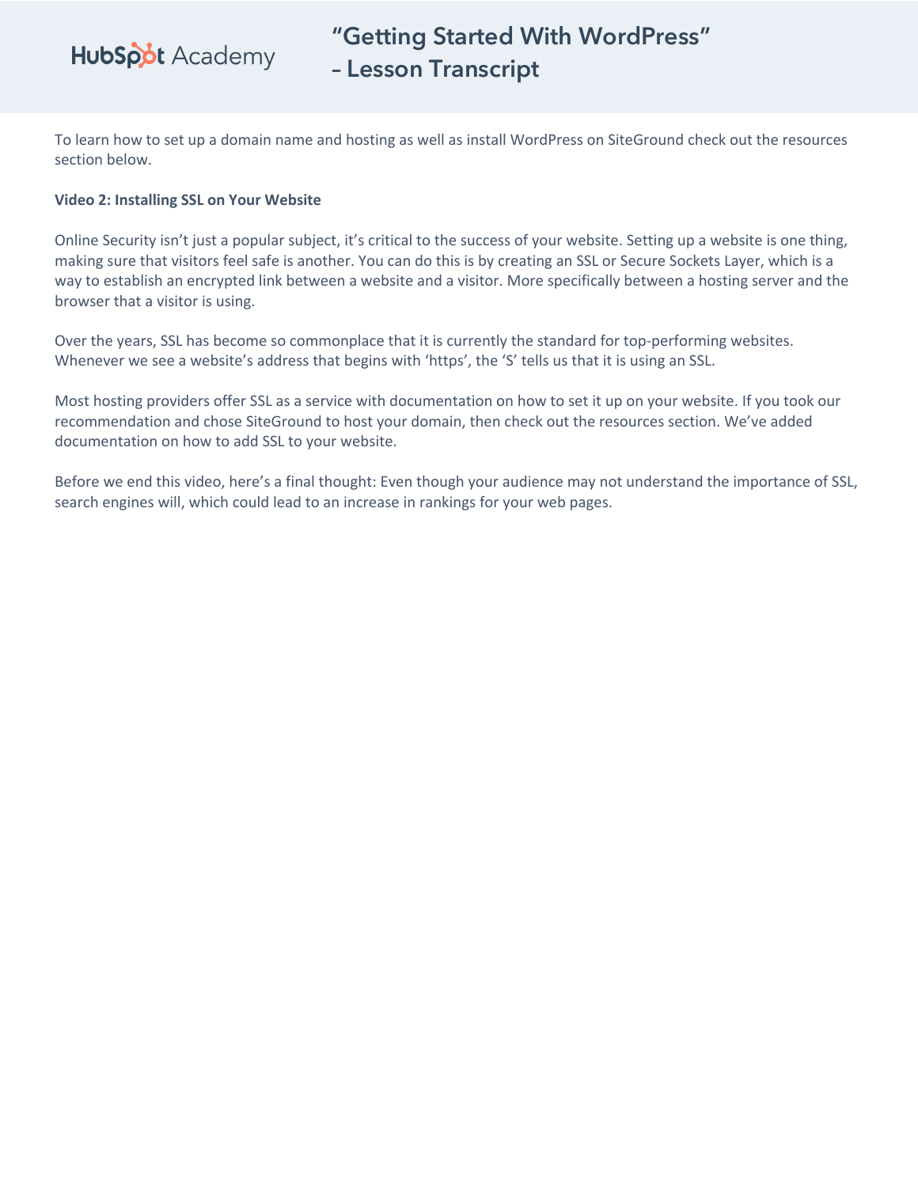To learn how to set up a domain name and hosting as well as install WordPress on SiteGround check out the resources section below.

**Video 2: Installing SSL on Your Website**

Online Security isn't just a popular subject, it's critical to the success of your website. Setting up a website is one thing, making sure that visitors feel safe is another. You can do this is by creating an SSL or Secure Sockets Layer, which is a way to establish an encrypted link between a website and a visitor. More specifically between a hosting server and the browser that a visitor is using.

Over the years, SSL has become so commonplace that it is currently the standard for top-performing websites. Whenever we see a website's address that begins with 'https', the 'S' tells us that it is using an SSL.

Most hosting providers offer SSL as a service with documentation on how to set it up on your website. If you took our recommendation and chose SiteGround to host your domain, then check out the resources section. We've added documentation on how to add SSL to your website.

Before we end this video, here's a final thought: Even though your audience may not understand the importance of SSL, search engines will, which could lead to an increase in rankings for your web pages.